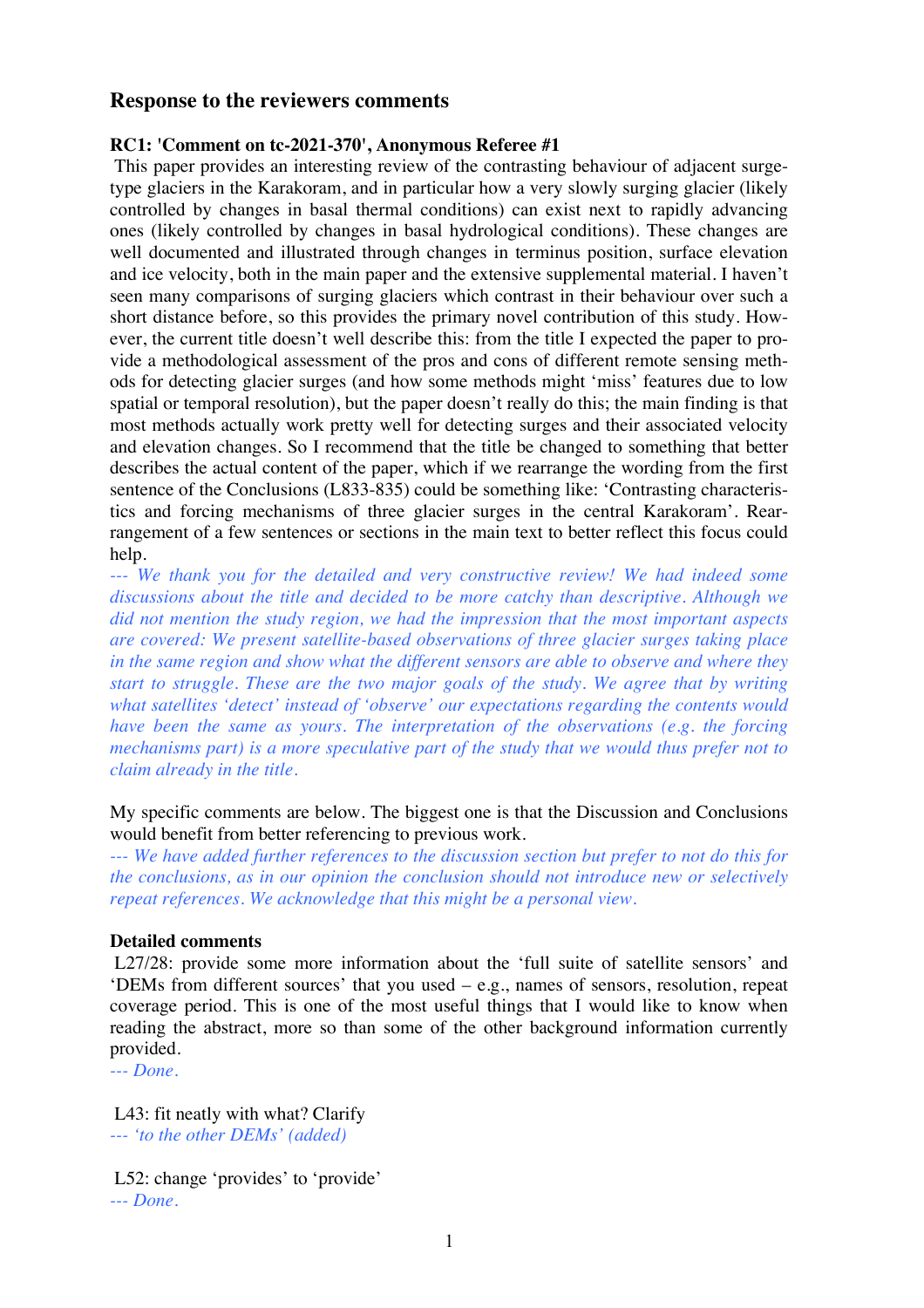## Response to the reviewers comments

### RC1: 'Comment on tc-2021-370', Anonymous Referee #1

This paper provides an interesting review of the contrasting behaviour of adjacent surge-type glaciers in the Karakoram, and in particular how a very slowly surging glacier (likely controlled by changes in basal thermal conditions) can exist next to rapidly advancing ones (likely controlled by changes in basal hydrological conditions). These changes are well documented and illustrated through changes in terminus position, surface elevation and ice velocity, both in the main paper and the extensive supplemental material. I haven't seen many comparisons of surging glaciers which contrast in their behaviour over such a short distance before, so this provides the primary novel contribution of this study. However, the current title doesn't well describe this: from the title I expected the paper to provide a methodological assessment of the pros and cons of different remote sensing methods for detecting glacier surges (and how some methods might 'miss' features due to low spatial or temporal resolution), but the paper doesn't really do this; the main finding is that most methods actually work pretty well for detecting surges and their associated velocity and elevation changes. So I recommend that the title be changed to something that better describes the actual content of the paper, which if we rearrange the wording from the first sentence of the Conclusions (L833-835) could be something like: 'Contrasting characteristics and forcing mechanisms of three glacier surges in the central Karakoram'. Rearrangement of a few sentences or sections in the main text to better reflect this focus could help.

*--- We thank you for the detailed and very constructive review! We had indeed some discussions about the title and decided to be more catchy than descriptive. Although we did not mention the study region, we had the impression that the most important aspects are covered: We present satellite-based observations of three glacier surges taking place in the same region and show what the different sensors are able to observe and where they start to struggle. These are the two major goals of the study. We agree that by writing what satellites 'detect' instead of 'observe' our expectations regarding the contents would have been the same as yours. The interpretation of the observations (e.g. the forcing mechanisms part) is a more speculative part of the study that we would thus prefer not to claim already in the title.*

My specific comments are below. The biggest one is that the Discussion and Conclusions would benefit from better referencing to previous work.

*--- We have added further references to the discussion section but prefer to not do this for the conclusions, as in our opinion the conclusion should not introduce new or selectively repeat references. We acknowledge that this might be a personal view.*

### Detailed comments

L27/28: provide some more information about the 'full suite of satellite sensors' and 'DEMs from different sources' that you used – e.g., names of sensors, resolution, repeat coverage period. This is one of the most useful things that I would like to know when reading the abstract, more so than some of the other background information currently provided.

*--- Done.*

L43: fit neatly with what? Clarify

*--- 'to the other DEMs' (added)*

L52: change 'provides' to 'provide'

*--- Done.*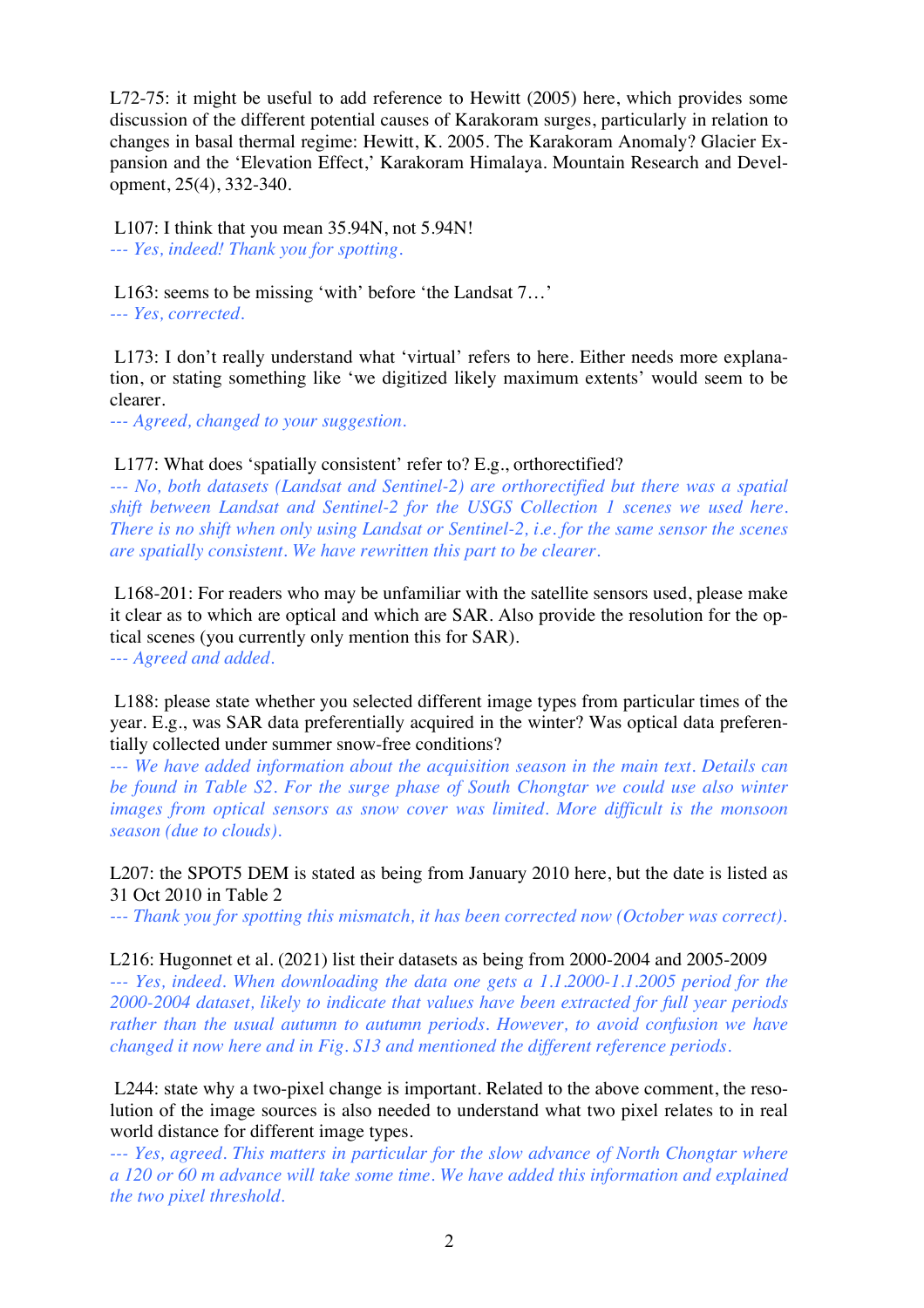L72-75: it might be useful to add reference to Hewitt (2005) here, which provides some discussion of the different potential causes of Karakoram surges, particularly in relation to changes in basal thermal regime: Hewitt, K. 2005. The Karakoram Anomaly? Glacier Expansion and the 'Elevation Effect,' Karakoram Himalaya. Mountain Research and Development, 25(4), 332-340.

L107: I think that you mean 35.94N, not 5.94N!
*--- Yes, indeed! Thank you for spotting.*

L163: seems to be missing 'with' before 'the Landsat 7…'
*--- Yes, corrected.*

L173: I don't really understand what 'virtual' refers to here. Either needs more explanation, or stating something like 'we digitized likely maximum extents' would seem to be clearer.
*--- Agreed, changed to your suggestion.*

L177: What does 'spatially consistent' refer to? E.g., orthorectified?
*--- No, both datasets (Landsat and Sentinel-2) are orthorectified but there was a spatial shift between Landsat and Sentinel-2 for the USGS Collection 1 scenes we used here. There is no shift when only using Landsat or Sentinel-2, i.e. for the same sensor the scenes are spatially consistent. We have rewritten this part to be clearer.*

L168-201: For readers who may be unfamiliar with the satellite sensors used, please make it clear as to which are optical and which are SAR. Also provide the resolution for the optical scenes (you currently only mention this for SAR).
*--- Agreed and added.*

L188: please state whether you selected different image types from particular times of the year. E.g., was SAR data preferentially acquired in the winter? Was optical data preferentially collected under summer snow-free conditions?
*--- We have added information about the acquisition season in the main text. Details can be found in Table S2. For the surge phase of South Chongtar we could use also winter images from optical sensors as snow cover was limited. More difficult is the monsoon season (due to clouds).*

L207: the SPOT5 DEM is stated as being from January 2010 here, but the date is listed as 31 Oct 2010 in Table 2
*--- Thank you for spotting this mismatch, it has been corrected now (October was correct).*

L216: Hugonnet et al. (2021) list their datasets as being from 2000-2004 and 2005-2009
*--- Yes, indeed. When downloading the data one gets a 1.1.2000-1.1.2005 period for the 2000-2004 dataset, likely to indicate that values have been extracted for full year periods rather than the usual autumn to autumn periods. However, to avoid confusion we have changed it now here and in Fig. S13 and mentioned the different reference periods.*

L244: state why a two-pixel change is important. Related to the above comment, the resolution of the image sources is also needed to understand what two pixel relates to in real world distance for different image types.
*--- Yes, agreed. This matters in particular for the slow advance of North Chongtar where a 120 or 60 m advance will take some time. We have added this information and explained the two pixel threshold.*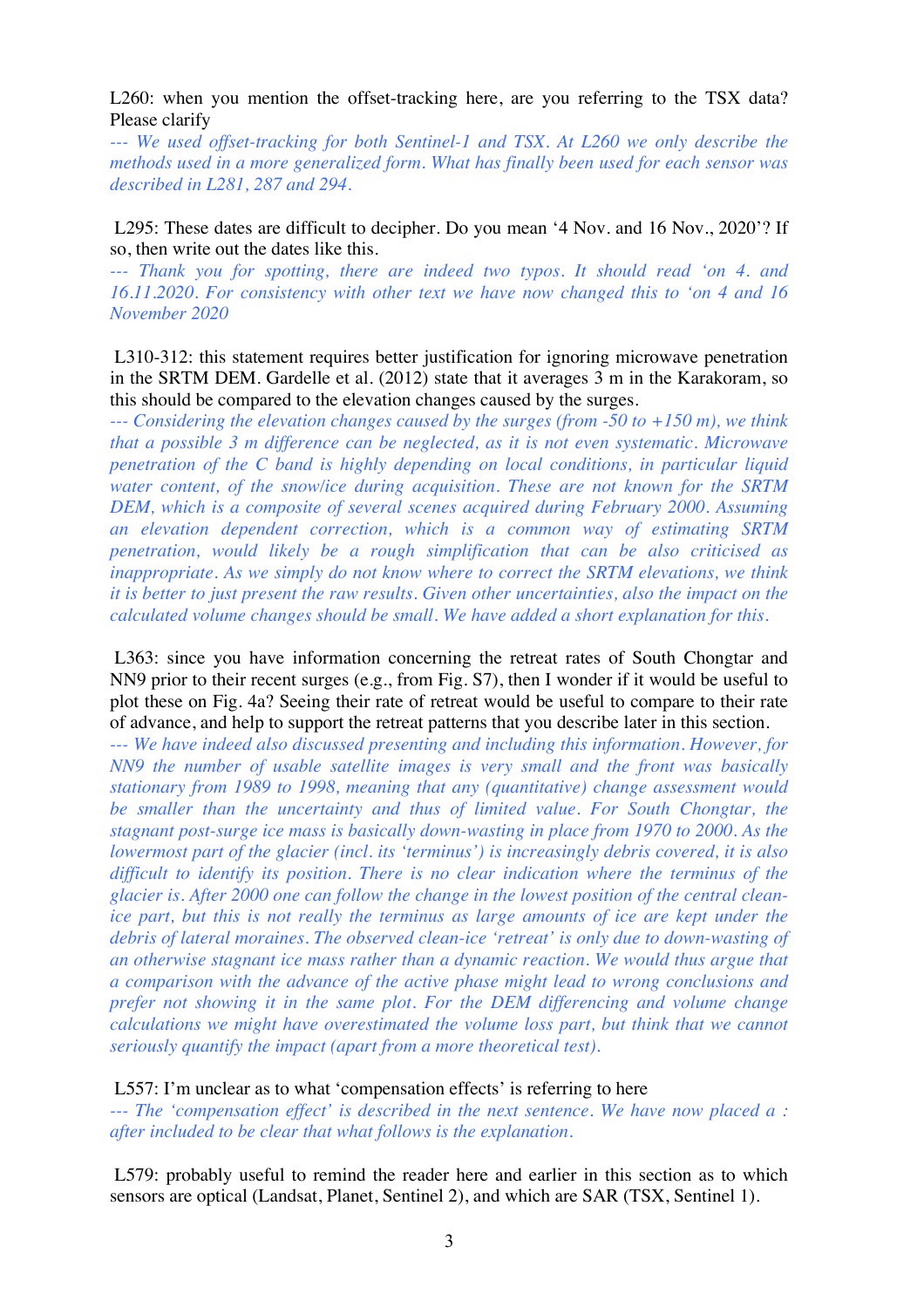L260: when you mention the offset-tracking here, are you referring to the TSX data? Please clarify

*--- We used offset-tracking for both Sentinel-1 and TSX. At L260 we only describe the methods used in a more generalized form. What has finally been used for each sensor was described in L281, 287 and 294.*

L295: These dates are difficult to decipher. Do you mean '4 Nov. and 16 Nov., 2020'? If so, then write out the dates like this.

*--- Thank you for spotting, there are indeed two typos. It should read 'on 4. and 16.11.2020. For consistency with other text we have now changed this to 'on 4 and 16 November 2020*

L310-312: this statement requires better justification for ignoring microwave penetration in the SRTM DEM. Gardelle et al. (2012) state that it averages 3 m in the Karakoram, so this should be compared to the elevation changes caused by the surges.

*--- Considering the elevation changes caused by the surges (from -50 to +150 m), we think that a possible 3 m difference can be neglected, as it is not even systematic. Microwave penetration of the C band is highly depending on local conditions, in particular liquid water content, of the snow/ice during acquisition. These are not known for the SRTM DEM, which is a composite of several scenes acquired during February 2000. Assuming an elevation dependent correction, which is a common way of estimating SRTM penetration, would likely be a rough simplification that can be also criticised as inappropriate. As we simply do not know where to correct the SRTM elevations, we think it is better to just present the raw results. Given other uncertainties, also the impact on the calculated volume changes should be small. We have added a short explanation for this.*

L363: since you have information concerning the retreat rates of South Chongtar and NN9 prior to their recent surges (e.g., from Fig. S7), then I wonder if it would be useful to plot these on Fig. 4a? Seeing their rate of retreat would be useful to compare to their rate of advance, and help to support the retreat patterns that you describe later in this section.

*--- We have indeed also discussed presenting and including this information. However, for NN9 the number of usable satellite images is very small and the front was basically stationary from 1989 to 1998, meaning that any (quantitative) change assessment would be smaller than the uncertainty and thus of limited value. For South Chongtar, the stagnant post-surge ice mass is basically down-wasting in place from 1970 to 2000. As the lowermost part of the glacier (incl. its 'terminus') is increasingly debris covered, it is also difficult to identify its position. There is no clear indication where the terminus of the glacier is. After 2000 one can follow the change in the lowest position of the central clean-ice part, but this is not really the terminus as large amounts of ice are kept under the debris of lateral moraines. The observed clean-ice 'retreat' is only due to down-wasting of an otherwise stagnant ice mass rather than a dynamic reaction. We would thus argue that a comparison with the advance of the active phase might lead to wrong conclusions and prefer not showing it in the same plot. For the DEM differencing and volume change calculations we might have overestimated the volume loss part, but think that we cannot seriously quantify the impact (apart from a more theoretical test).*

L557: I'm unclear as to what 'compensation effects' is referring to here

*--- The 'compensation effect' is described in the next sentence. We have now placed a : after included to be clear that what follows is the explanation.*

L579: probably useful to remind the reader here and earlier in this section as to which sensors are optical (Landsat, Planet, Sentinel 2), and which are SAR (TSX, Sentinel 1).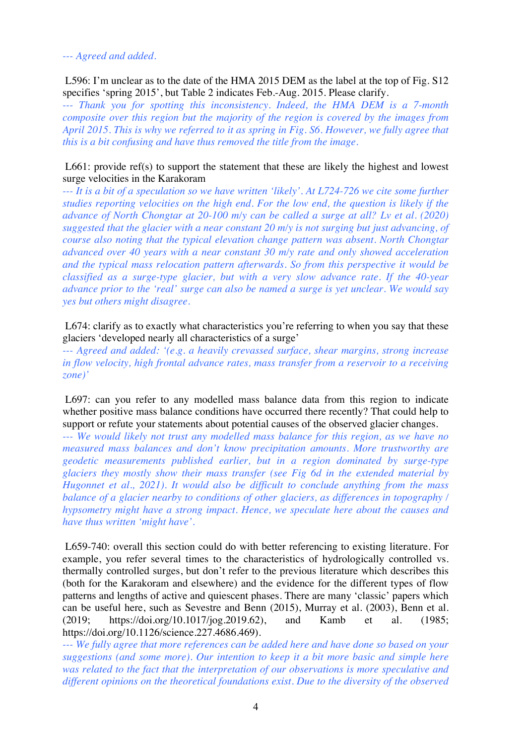*--- Agreed and added.*

L596: I'm unclear as to the date of the HMA 2015 DEM as the label at the top of Fig. S12 specifies 'spring 2015', but Table 2 indicates Feb.-Aug. 2015. Please clarify.

*--- Thank you for spotting this inconsistency. Indeed, the HMA DEM is a 7-month composite over this region but the majority of the region is covered by the images from April 2015. This is why we referred to it as spring in Fig. S6. However, we fully agree that this is a bit confusing and have thus removed the title from the image.*

L661: provide ref(s) to support the statement that these are likely the highest and lowest surge velocities in the Karakoram

*--- It is a bit of a speculation so we have written 'likely'. At L724-726 we cite some further studies reporting velocities on the high end. For the low end, the question is likely if the advance of North Chongtar at 20-100 m/y can be called a surge at all? Lv et al. (2020) suggested that the glacier with a near constant 20 m/y is not surging but just advancing, of course also noting that the typical elevation change pattern was absent. North Chongtar advanced over 40 years with a near constant 30 m/y rate and only showed acceleration and the typical mass relocation pattern afterwards. So from this perspective it would be classified as a surge-type glacier, but with a very slow advance rate. If the 40-year advance prior to the 'real' surge can also be named a surge is yet unclear. We would say yes but others might disagree.*

L674: clarify as to exactly what characteristics you're referring to when you say that these glaciers 'developed nearly all characteristics of a surge'

*--- Agreed and added: '(e.g. a heavily crevassed surface, shear margins, strong increase in flow velocity, high frontal advance rates, mass transfer from a reservoir to a receiving zone)'*

L697: can you refer to any modelled mass balance data from this region to indicate whether positive mass balance conditions have occurred there recently? That could help to support or refute your statements about potential causes of the observed glacier changes.

*--- We would likely not trust any modelled mass balance for this region, as we have no measured mass balances and don't know precipitation amounts. More trustworthy are geodetic measurements published earlier, but in a region dominated by surge-type glaciers they mostly show their mass transfer (see Fig 6d in the extended material by Hugonnet et al., 2021). It would also be difficult to conclude anything from the mass balance of a glacier nearby to conditions of other glaciers, as differences in topography / hypsometry might have a strong impact. Hence, we speculate here about the causes and have thus written 'might have'.*

L659-740: overall this section could do with better referencing to existing literature. For example, you refer several times to the characteristics of hydrologically controlled vs. thermally controlled surges, but don't refer to the previous literature which describes this (both for the Karakoram and elsewhere) and the evidence for the different types of flow patterns and lengths of active and quiescent phases. There are many 'classic' papers which can be useful here, such as Sevestre and Benn (2015), Murray et al. (2003), Benn et al. (2019; https://doi.org/10.1017/jog.2019.62), and Kamb et al. (1985; https://doi.org/10.1126/science.227.4686.469).

*--- We fully agree that more references can be added here and have done so based on your suggestions (and some more). Our intention to keep it a bit more basic and simple here was related to the fact that the interpretation of our observations is more speculative and different opinions on the theoretical foundations exist. Due to the diversity of the observed*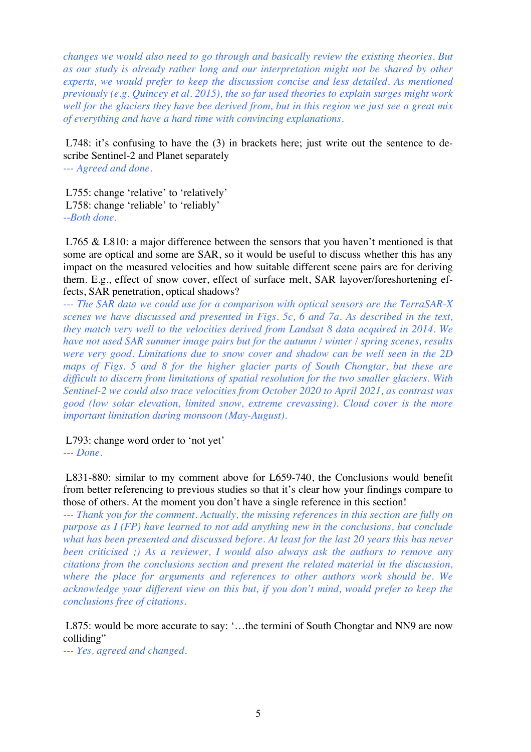*changes we would also need to go through and basically review the existing theories. But as our study is already rather long and our interpretation might not be shared by other experts, we would prefer to keep the discussion concise and less detailed. As mentioned previously (e.g. Quincey et al. 2015), the so far used theories to explain surges might work well for the glaciers they have bee derived from, but in this region we just see a great mix of everything and have a hard time with convincing explanations.*

L748: it's confusing to have the (3) in brackets here; just write out the sentence to describe Sentinel-2 and Planet separately
*--- Agreed and done.*

L755: change 'relative' to 'relatively'
L758: change 'reliable' to 'reliably'
*--Both done.*

L765 & L810: a major difference between the sensors that you haven't mentioned is that some are optical and some are SAR, so it would be useful to discuss whether this has any impact on the measured velocities and how suitable different scene pairs are for deriving them. E.g., effect of snow cover, effect of surface melt, SAR layover/foreshortening effects, SAR penetration, optical shadows?
*--- The SAR data we could use for a comparison with optical sensors are the TerraSAR-X scenes we have discussed and presented in Figs. 5c, 6 and 7a. As described in the text, they match very well to the velocities derived from Landsat 8 data acquired in 2014. We have not used SAR summer image pairs but for the autumn / winter / spring scenes, results were very good. Limitations due to snow cover and shadow can be well seen in the 2D maps of Figs. 5 and 8 for the higher glacier parts of South Chongtar, but these are difficult to discern from limitations of spatial resolution for the two smaller glaciers. With Sentinel-2 we could also trace velocities from October 2020 to April 2021, as contrast was good (low solar elevation, limited snow, extreme crevassing). Cloud cover is the more important limitation during monsoon (May-August).*

L793: change word order to 'not yet'
*--- Done.*

L831-880: similar to my comment above for L659-740, the Conclusions would benefit from better referencing to previous studies so that it's clear how your findings compare to those of others. At the moment you don't have a single reference in this section!
*--- Thank you for the comment. Actually, the missing references in this section are fully on purpose as I (FP) have learned to not add anything new in the conclusions, but conclude what has been presented and discussed before. At least for the last 20 years this has never been criticised ;) As a reviewer, I would also always ask the authors to remove any citations from the conclusions section and present the related material in the discussion, where the place for arguments and references to other authors work should be. We acknowledge your different view on this but, if you don't mind, would prefer to keep the conclusions free of citations.*

L875: would be more accurate to say: '…the termini of South Chongtar and NN9 are now colliding"
*--- Yes, agreed and changed.*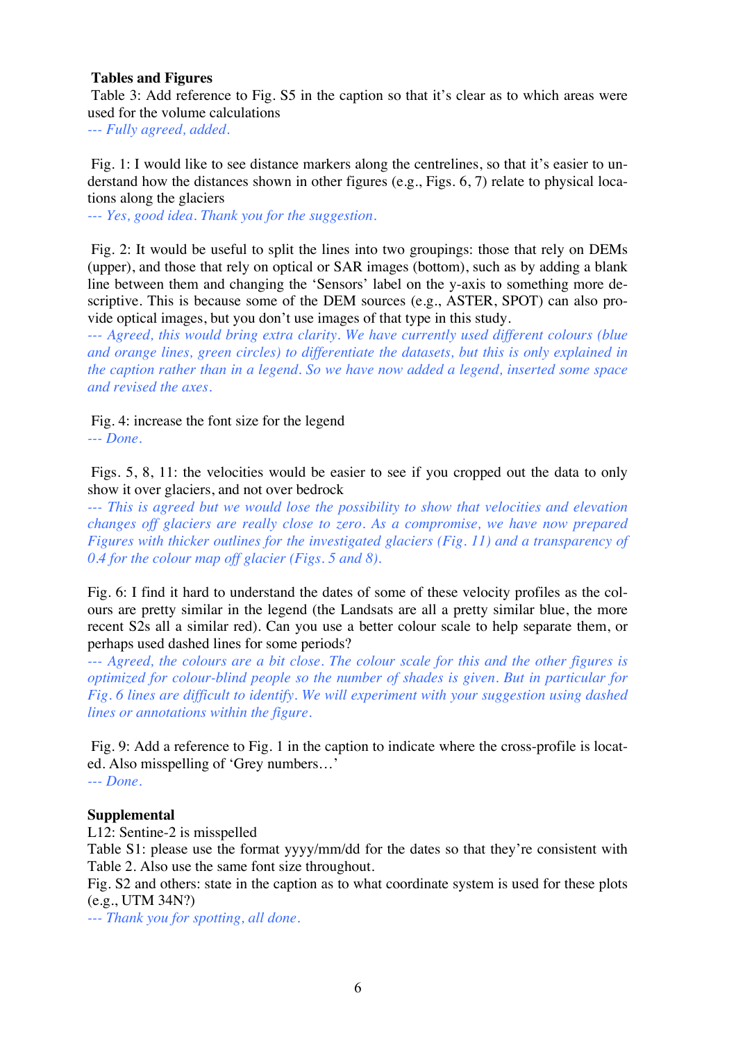**Tables and Figures**

Table 3: Add reference to Fig. S5 in the caption so that it's clear as to which areas were used for the volume calculations

*--- Fully agreed, added.*

Fig. 1: I would like to see distance markers along the centrelines, so that it's easier to understand how the distances shown in other figures (e.g., Figs. 6, 7) relate to physical locations along the glaciers

*--- Yes, good idea. Thank you for the suggestion.*

Fig. 2: It would be useful to split the lines into two groupings: those that rely on DEMs (upper), and those that rely on optical or SAR images (bottom), such as by adding a blank line between them and changing the 'Sensors' label on the y-axis to something more descriptive. This is because some of the DEM sources (e.g., ASTER, SPOT) can also provide optical images, but you don't use images of that type in this study.

*--- Agreed, this would bring extra clarity. We have currently used different colours (blue and orange lines, green circles) to differentiate the datasets, but this is only explained in the caption rather than in a legend. So we have now added a legend, inserted some space and revised the axes.*

Fig. 4: increase the font size for the legend

*--- Done.*

Figs. 5, 8, 11: the velocities would be easier to see if you cropped out the data to only show it over glaciers, and not over bedrock

*--- This is agreed but we would lose the possibility to show that velocities and elevation changes off glaciers are really close to zero. As a compromise, we have now prepared Figures with thicker outlines for the investigated glaciers (Fig. 11) and a transparency of 0.4 for the colour map off glacier (Figs. 5 and 8).*

Fig. 6: I find it hard to understand the dates of some of these velocity profiles as the colours are pretty similar in the legend (the Landsats are all a pretty similar blue, the more recent S2s all a similar red). Can you use a better colour scale to help separate them, or perhaps used dashed lines for some periods?

*--- Agreed, the colours are a bit close. The colour scale for this and the other figures is optimized for colour-blind people so the number of shades is given. But in particular for Fig. 6 lines are difficult to identify. We will experiment with your suggestion using dashed lines or annotations within the figure.*

Fig. 9: Add a reference to Fig. 1 in the caption to indicate where the cross-profile is located. Also misspelling of 'Grey numbers…'

*--- Done.*

**Supplemental**

L12: Sentine-2 is misspelled

Table S1: please use the format yyyy/mm/dd for the dates so that they're consistent with Table 2. Also use the same font size throughout.

Fig. S2 and others: state in the caption as to what coordinate system is used for these plots (e.g., UTM 34N?)

*--- Thank you for spotting, all done.*